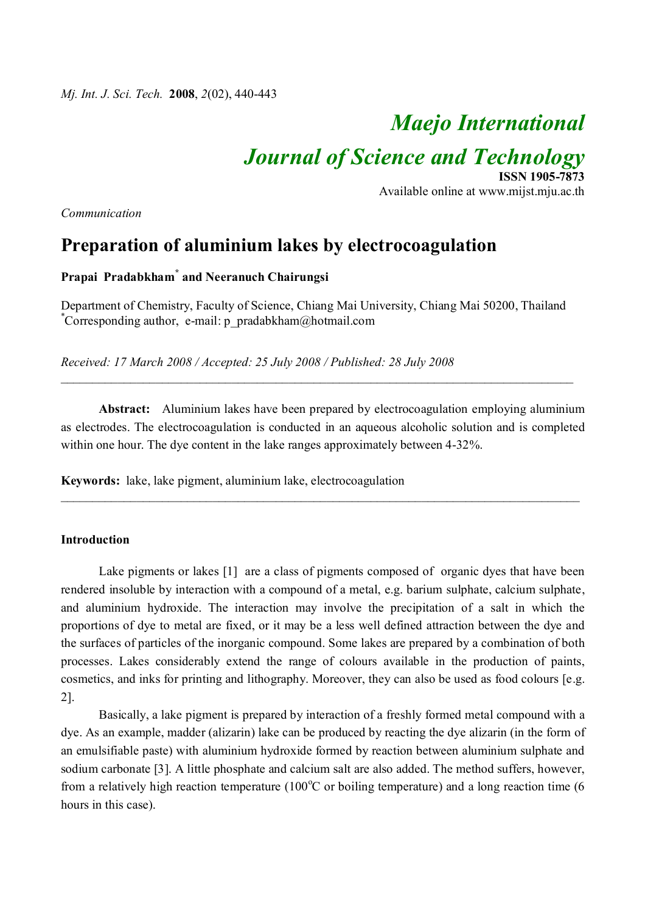# Maejo International Journal of Science and Technology

**ISSN 1905-7873**
Available online at www.mijst.mju.ac.th

*Communication*

## Preparation of aluminium lakes by electrocoagulation

**Prapai Pradabkham[*] and Neeranuch Chairungsi**

Department of Chemistry, Faculty of Science, Chiang Mai University, Chiang Mai 50200, Thailand
[*]Corresponding author, e-mail: p_pradabkham@hotmail.com

*Received: 17 March 2008 / Accepted: 25 July 2008 / Published: 28 July 2008*

---

**Abstract:** Aluminium lakes have been prepared by electrocoagulation employing aluminium as electrodes. The electrocoagulation is conducted in an aqueous alcoholic solution and is completed within one hour. The dye content in the lake ranges approximately between 4-32%.

**Keywords:** lake, lake pigment, aluminium lake, electrocoagulation

---

### Introduction

Lake pigments or lakes [1] are a class of pigments composed of organic dyes that have been rendered insoluble by interaction with a compound of a metal, e.g. barium sulphate, calcium sulphate, and aluminium hydroxide. The interaction may involve the precipitation of a salt in which the proportions of dye to metal are fixed, or it may be a less well defined attraction between the dye and the surfaces of particles of the inorganic compound. Some lakes are prepared by a combination of both processes. Lakes considerably extend the range of colours available in the production of paints, cosmetics, and inks for printing and lithography. Moreover, they can also be used as food colours [e.g. 2].

Basically, a lake pigment is prepared by interaction of a freshly formed metal compound with a dye. As an example, madder (alizarin) lake can be produced by reacting the dye alizarin (in the form of an emulsifiable paste) with aluminium hydroxide formed by reaction between aluminium sulphate and sodium carbonate [3]. A little phosphate and calcium salt are also added. The method suffers, however, from a relatively high reaction temperature (100$^{o}$C or boiling temperature) and a long reaction time (6 hours in this case).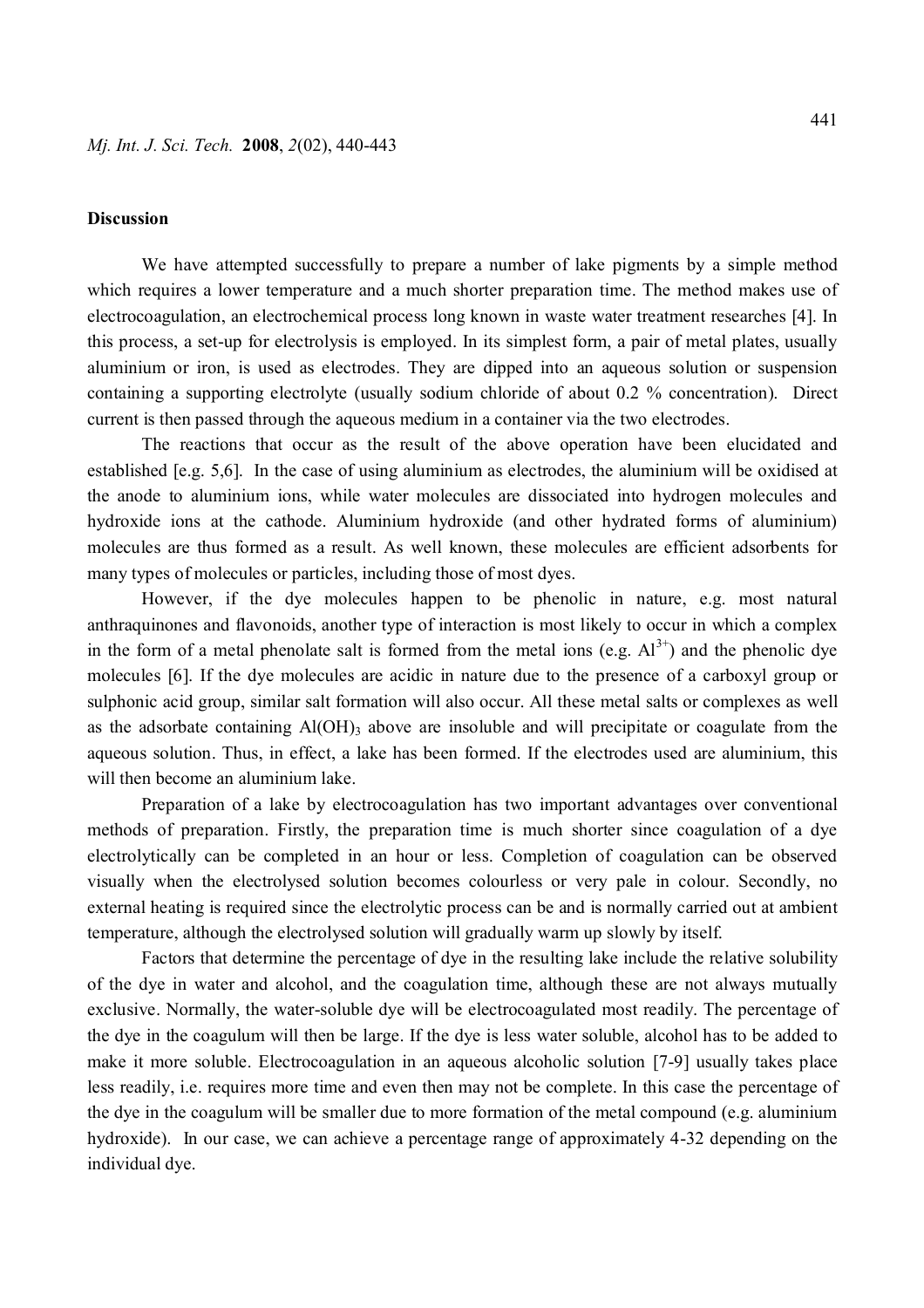## Discussion

We have attempted successfully to prepare a number of lake pigments by a simple method which requires a lower temperature and a much shorter preparation time. The method makes use of electrocoagulation, an electrochemical process long known in waste water treatment researches [4]. In this process, a set-up for electrolysis is employed. In its simplest form, a pair of metal plates, usually aluminium or iron, is used as electrodes. They are dipped into an aqueous solution or suspension containing a supporting electrolyte (usually sodium chloride of about 0.2 % concentration). Direct current is then passed through the aqueous medium in a container via the two electrodes.

The reactions that occur as the result of the above operation have been elucidated and established [e.g. 5,6]. In the case of using aluminium as electrodes, the aluminium will be oxidised at the anode to aluminium ions, while water molecules are dissociated into hydrogen molecules and hydroxide ions at the cathode. Aluminium hydroxide (and other hydrated forms of aluminium) molecules are thus formed as a result. As well known, these molecules are efficient adsorbents for many types of molecules or particles, including those of most dyes.

However, if the dye molecules happen to be phenolic in nature, e.g. most natural anthraquinones and flavonoids, another type of interaction is most likely to occur in which a complex in the form of a metal phenolate salt is formed from the metal ions (e.g. $Al^{3+}$) and the phenolic dye molecules [6]. If the dye molecules are acidic in nature due to the presence of a carboxyl group or sulphonic acid group, similar salt formation will also occur. All these metal salts or complexes as well as the adsorbate containing $Al(OH)_3$ above are insoluble and will precipitate or coagulate from the aqueous solution. Thus, in effect, a lake has been formed. If the electrodes used are aluminium, this will then become an aluminium lake.

Preparation of a lake by electrocoagulation has two important advantages over conventional methods of preparation. Firstly, the preparation time is much shorter since coagulation of a dye electrolytically can be completed in an hour or less. Completion of coagulation can be observed visually when the electrolysed solution becomes colourless or very pale in colour. Secondly, no external heating is required since the electrolytic process can be and is normally carried out at ambient temperature, although the electrolysed solution will gradually warm up slowly by itself.

Factors that determine the percentage of dye in the resulting lake include the relative solubility of the dye in water and alcohol, and the coagulation time, although these are not always mutually exclusive. Normally, the water-soluble dye will be electrocoagulated most readily. The percentage of the dye in the coagulum will then be large. If the dye is less water soluble, alcohol has to be added to make it more soluble. Electrocoagulation in an aqueous alcoholic solution [7-9] usually takes place less readily, i.e. requires more time and even then may not be complete. In this case the percentage of the dye in the coagulum will be smaller due to more formation of the metal compound (e.g. aluminium hydroxide). In our case, we can achieve a percentage range of approximately 4-32 depending on the individual dye.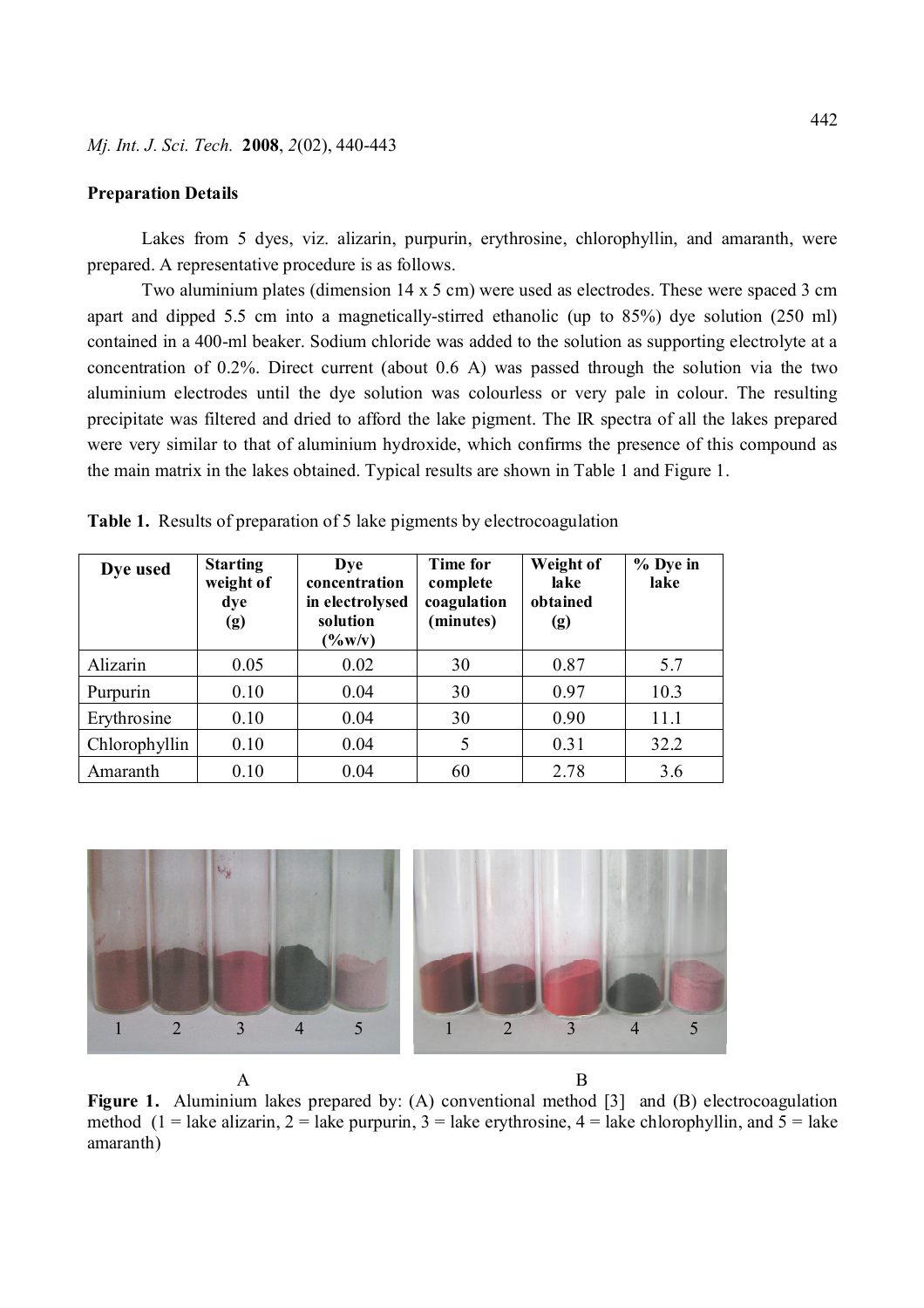## Preparation Details

Lakes from 5 dyes, viz. alizarin, purpurin, erythrosine, chlorophyllin, and amaranth, were prepared. A representative procedure is as follows.

Two aluminium plates (dimension 14 x 5 cm) were used as electrodes. These were spaced 3 cm apart and dipped 5.5 cm into a magnetically-stirred ethanolic (up to 85%) dye solution (250 ml) contained in a 400-ml beaker. Sodium chloride was added to the solution as supporting electrolyte at a concentration of 0.2%. Direct current (about 0.6 A) was passed through the solution via the two aluminium electrodes until the dye solution was colourless or very pale in colour. The resulting precipitate was filtered and dried to afford the lake pigment. The IR spectra of all the lakes prepared were very similar to that of aluminium hydroxide, which confirms the presence of this compound as the main matrix in the lakes obtained. Typical results are shown in Table 1 and Figure 1.

**Table 1.** Results of preparation of 5 lake pigments by electrocoagulation

| Dye used | Starting weight of dye (g) | Dye concentration in electrolysed solution (%w/v) | Time for complete coagulation (minutes) | Weight of lake obtained (g) | % Dye in lake |
|---|---|---|---|---|---|
| Alizarin | 0.05 | 0.02 | 30 | 0.87 | 5.7 |
| Purpurin | 0.10 | 0.04 | 30 | 0.97 | 10.3 |
| Erythrosine | 0.10 | 0.04 | 30 | 0.90 | 11.1 |
| Chlorophyllin | 0.10 | 0.04 | 5 | 0.31 | 32.2 |
| Amaranth | 0.10 | 0.04 | 60 | 2.78 | 3.6 |

**Figure 1.** Aluminium lakes prepared by: (A) conventional method [3] and (B) electrocoagulation method (1 = lake alizarin, 2 = lake purpurin, 3 = lake erythrosine, 4 = lake chlorophyllin, and 5 = lake amaranth)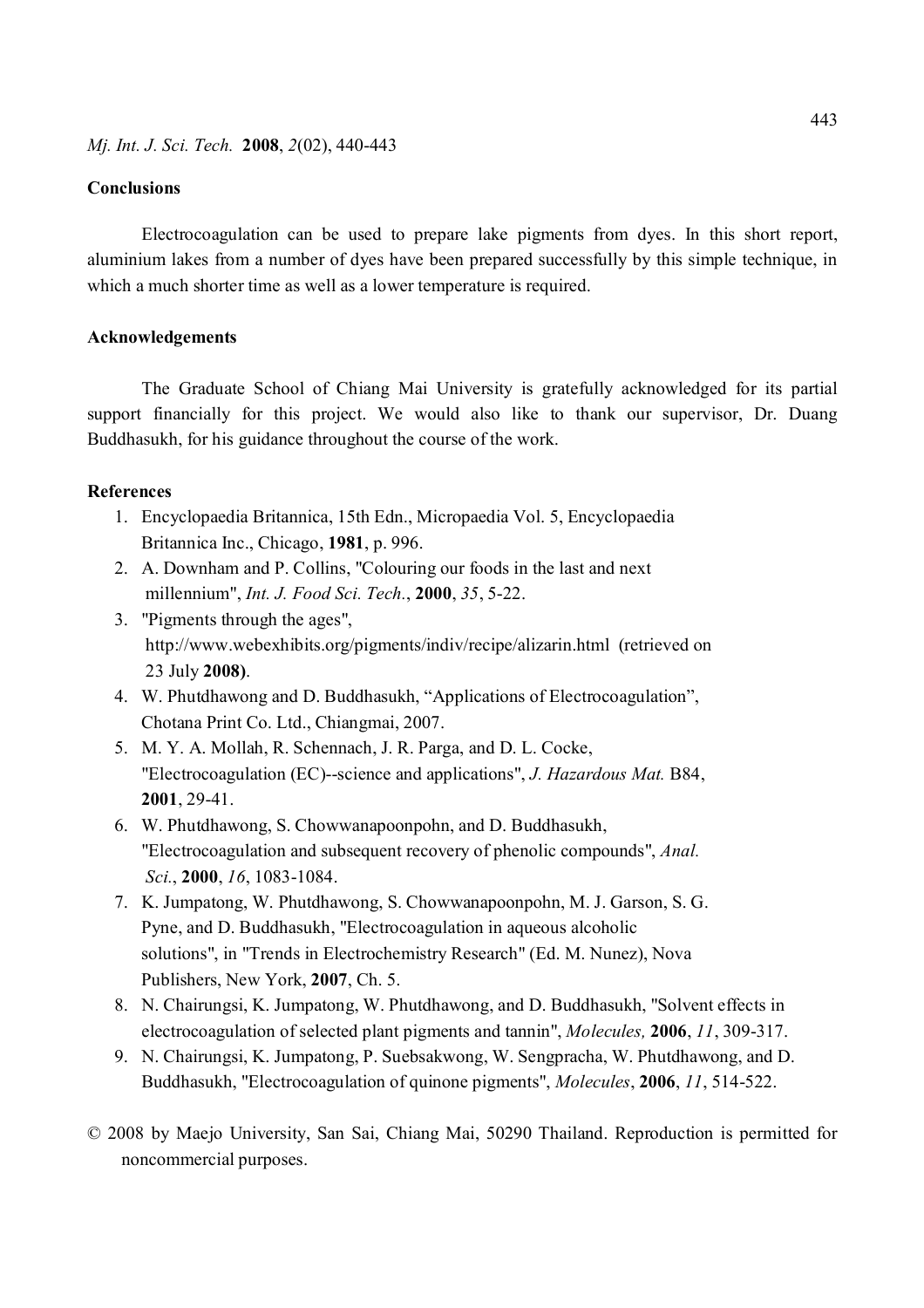## Conclusions

Electrocoagulation can be used to prepare lake pigments from dyes. In this short report, aluminium lakes from a number of dyes have been prepared successfully by this simple technique, in which a much shorter time as well as a lower temperature is required.

## Acknowledgements

The Graduate School of Chiang Mai University is gratefully acknowledged for its partial support financially for this project. We would also like to thank our supervisor, Dr. Duang Buddhasukh, for his guidance throughout the course of the work.

## References

1. Encyclopaedia Britannica, 15th Edn., Micropaedia Vol. 5, Encyclopaedia Britannica Inc., Chicago, **1981**, p. 996.
2. A. Downham and P. Collins, "Colouring our foods in the last and next millennium", *Int. J. Food Sci. Tech.*, **2000**, *35*, 5-22.
3. "Pigments through the ages", http://www.webexhibits.org/pigments/indiv/recipe/alizarin.html (retrieved on 23 July **2008)**.
4. W. Phutdhawong and D. Buddhasukh, "Applications of Electrocoagulation", Chotana Print Co. Ltd., Chiangmai, 2007.
5. M. Y. A. Mollah, R. Schennach, J. R. Parga, and D. L. Cocke, "Electrocoagulation (EC)--science and applications", *J. Hazardous Mat.* B84, **2001**, 29-41.
6. W. Phutdhawong, S. Chowwanapoonpohn, and D. Buddhasukh, "Electrocoagulation and subsequent recovery of phenolic compounds", *Anal. Sci.*, **2000**, *16*, 1083-1084.
7. K. Jumpatong, W. Phutdhawong, S. Chowwanapoonpohn, M. J. Garson, S. G. Pyne, and D. Buddhasukh, "Electrocoagulation in aqueous alcoholic solutions", in "Trends in Electrochemistry Research" (Ed. M. Nunez), Nova Publishers, New York, **2007**, Ch. 5.
8. N. Chairungsi, K. Jumpatong, W. Phutdhawong, and D. Buddhasukh, "Solvent effects in electrocoagulation of selected plant pigments and tannin", *Molecules,* **2006**, *11*, 309-317.
9. N. Chairungsi, K. Jumpatong, P. Suebsakwong, W. Sengpracha, W. Phutdhawong, and D. Buddhasukh, "Electrocoagulation of quinone pigments", *Molecules*, **2006**, *11*, 514-522.

© 2008 by Maejo University, San Sai, Chiang Mai, 50290 Thailand. Reproduction is permitted for noncommercial purposes.